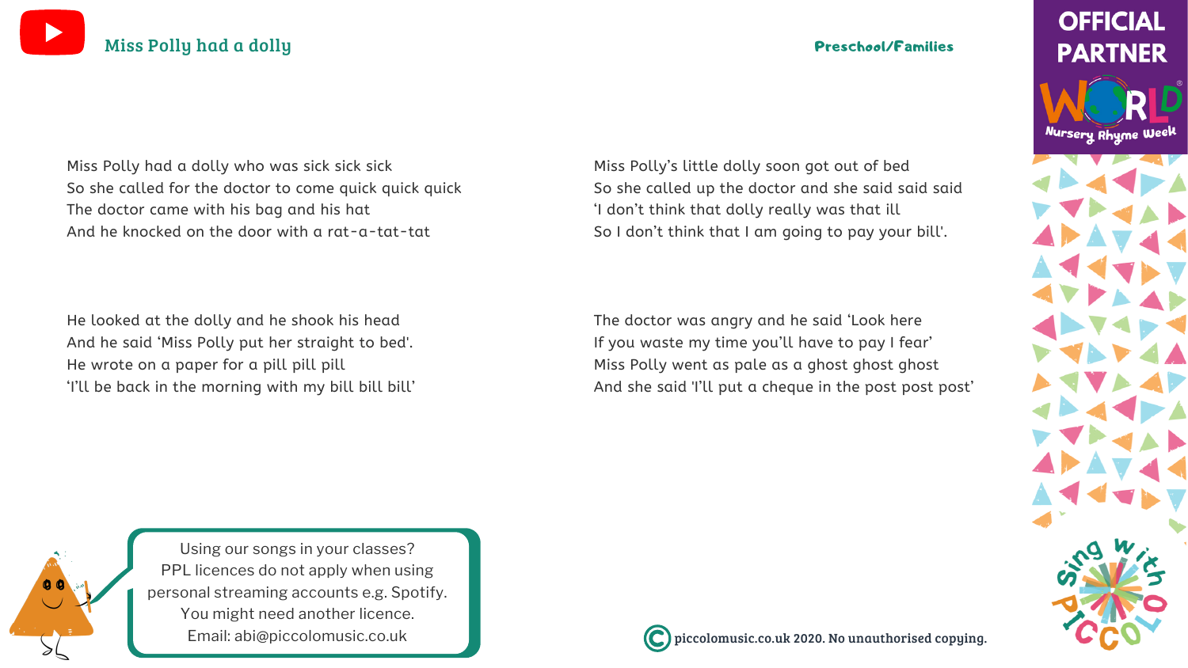# Miss Polly had a dolly

**Preschool/Families**

OFFICIAL PARTNER World Nursery Rhyme Week

Miss Polly had a dolly who was sick sick sick
So she called for the doctor to come quick quick quick
The doctor came with his bag and his hat
And he knocked on the door with a rat-a-tat-tat

He looked at the dolly and he shook his head
And he said 'Miss Polly put her straight to bed'.
He wrote on a paper for a pill pill pill
'I'll be back in the morning with my bill bill bill'

Miss Polly's little dolly soon got out of bed
So she called up the doctor and she said said said
'I don't think that dolly really was that ill
So I don't think that I am going to pay your bill'.

The doctor was angry and he said 'Look here
If you waste my time you'll have to pay I fear'
Miss Polly went as pale as a ghost ghost ghost
And she said 'I'll put a cheque in the post post post'

Using our songs in your classes?
PPL licences do not apply when using personal streaming accounts e.g. Spotify.
You might need another licence.
Email: abi@piccolomusic.co.uk

© piccolomusic.co.uk 2020. No unauthorised copying.

Sing with Piccolo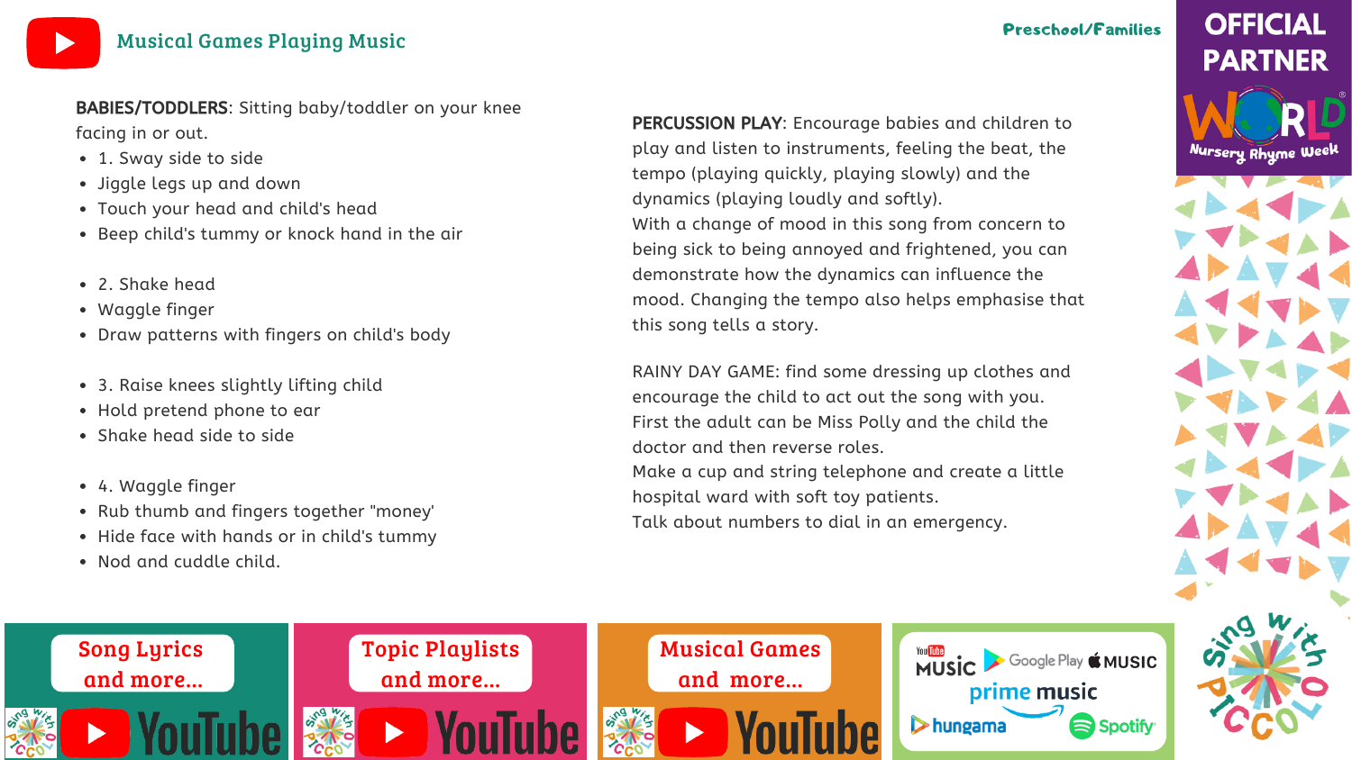## Musical Games Playing Music

Preschool/Families

OFFICIAL PARTNER

WORLD Nursery Rhyme Week

**BABIES/TODDLERS**: Sitting baby/toddler on your knee facing in or out.

- 1. Sway side to side
- Jiggle legs up and down
- Touch your head and child's head
- Beep child's tummy or knock hand in the air

- 2. Shake head
- Waggle finger
- Draw patterns with fingers on child's body

- 3. Raise knees slightly lifting child
- Hold pretend phone to ear
- Shake head side to side

- 4. Waggle finger
- Rub thumb and fingers together "money'
- Hide face with hands or in child's tummy
- Nod and cuddle child.

**PERCUSSION PLAY**: Encourage babies and children to play and listen to instruments, feeling the beat, the tempo (playing quickly, playing slowly) and the dynamics (playing loudly and softly).
With a change of mood in this song from concern to being sick to being annoyed and frightened, you can demonstrate how the dynamics can influence the mood. Changing the tempo also helps emphasise that this song tells a story.

RAINY DAY GAME: find some dressing up clothes and encourage the child to act out the song with you.
First the adult can be Miss Polly and the child the doctor and then reverse roles.
Make a cup and string telephone and create a little hospital ward with soft toy patients.
Talk about numbers to dial in an emergency.

Song Lyrics and more... YouTube

Topic Playlists and more... YouTube

Musical Games and more... YouTube

YouTube Music · Google Play · Apple Music · prime music · hungama · Spotify

Sing with Piccolo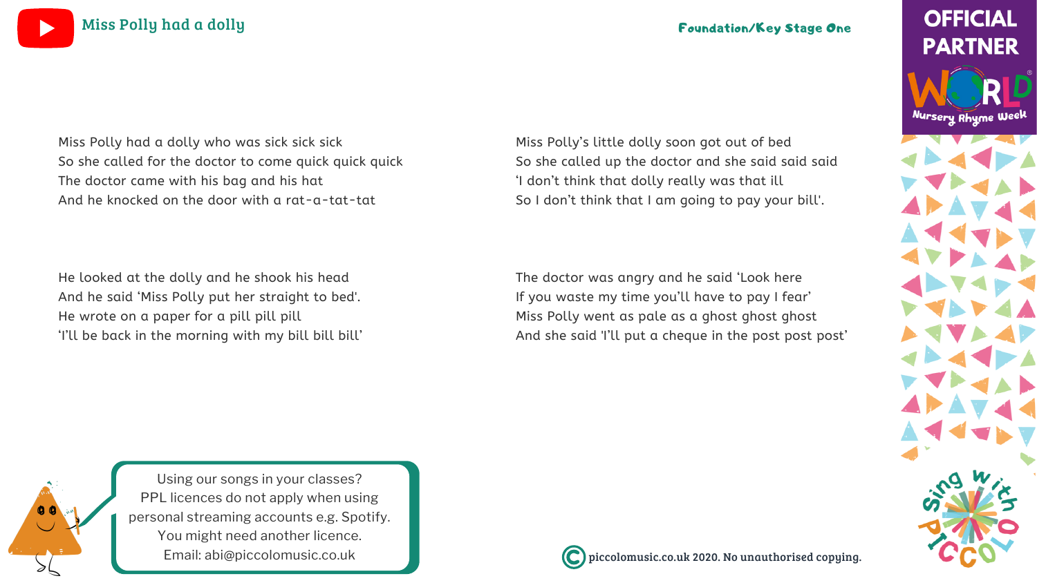# Miss Polly had a dolly

Foundation/Key Stage One

Miss Polly had a dolly who was sick sick sick
So she called for the doctor to come quick quick quick
The doctor came with his bag and his hat
And he knocked on the door with a rat-a-tat-tat

He looked at the dolly and he shook his head
And he said 'Miss Polly put her straight to bed'.
He wrote on a paper for a pill pill pill
'I'll be back in the morning with my bill bill bill'

Miss Polly's little dolly soon got out of bed
So she called up the doctor and she said said said
'I don't think that dolly really was that ill
So I don't think that I am going to pay your bill'.

The doctor was angry and he said 'Look here
If you waste my time you'll have to pay I fear'
Miss Polly went as pale as a ghost ghost ghost
And she said 'I'll put a cheque in the post post post'

Using our songs in your classes?
PPL licences do not apply when using personal streaming accounts e.g. Spotify.
You might need another licence.
Email: abi@piccolomusic.co.uk

© piccolomusic.co.uk 2020. No unauthorised copying.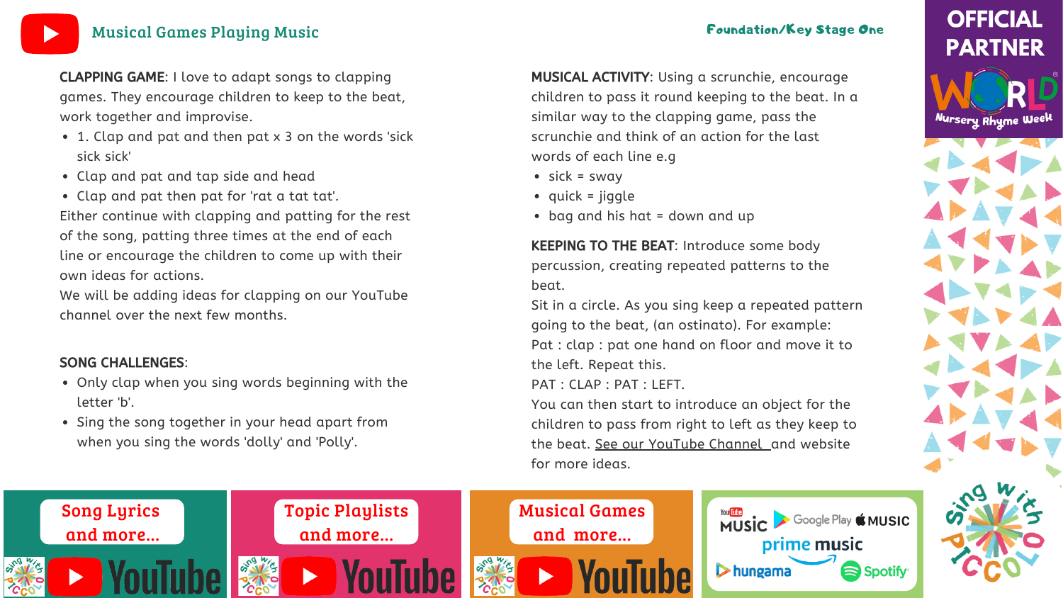# Musical Games Playing Music

Foundation/Key Stage One

**CLAPPING GAME**: I love to adapt songs to clapping games. They encourage children to keep to the beat, work together and improvise.

- 1. Clap and pat and then pat x 3 on the words 'sick sick sick'
- Clap and pat and tap side and head
- Clap and pat then pat for 'rat a tat tat'.

Either continue with clapping and patting for the rest of the song, patting three times at the end of each line or encourage the children to come up with their own ideas for actions.
We will be adding ideas for clapping on our YouTube channel over the next few months.

**SONG CHALLENGES**:

- Only clap when you sing words beginning with the letter 'b'.
- Sing the song together in your head apart from when you sing the words 'dolly' and 'Polly'.

**MUSICAL ACTIVITY**: Using a scrunchie, encourage children to pass it round keeping to the beat. In a similar way to the clapping game, pass the scrunchie and think of an action for the last words of each line e.g

- sick = sway
- quick = jiggle
- bag and his hat = down and up

**KEEPING TO THE BEAT**: Introduce some body percussion, creating repeated patterns to the beat.
Sit in a circle. As you sing keep a repeated pattern going to the beat, (an ostinato). For example:
Pat : clap : pat one hand on floor and move it to the left. Repeat this.
PAT : CLAP : PAT : LEFT.
You can then start to introduce an object for the children to pass from right to left as they keep to the beat. See our YouTube Channel and website for more ideas.

OFFICIAL PARTNER
WORLD Nursery Rhyme Week

Song Lyrics and more... YouTube

Topic Playlists and more... YouTube

Musical Games and more... YouTube

YouTube Music · Google Play · MUSIC · prime music · hungama · Spotify

Sing with Piccolo